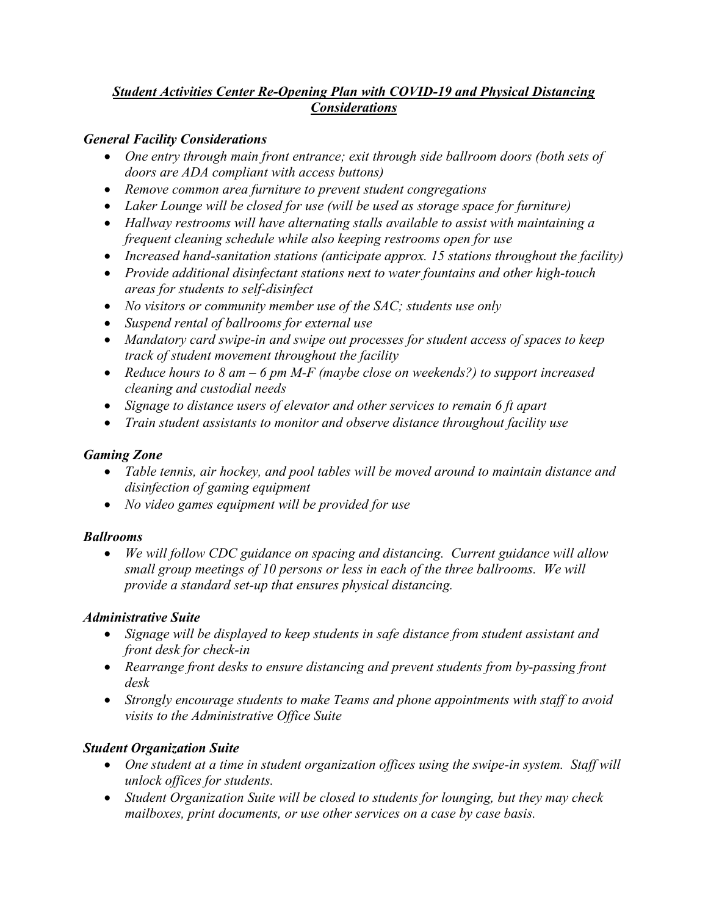# ***Student Activities Center Re-Opening Plan with COVID-19 and Physical Distancing Considerations***

### ***General Facility Considerations***

- *One entry through main front entrance; exit through side ballroom doors (both sets of doors are ADA compliant with access buttons)*
- *Remove common area furniture to prevent student congregations*
- *Laker Lounge will be closed for use (will be used as storage space for furniture)*
- *Hallway restrooms will have alternating stalls available to assist with maintaining a frequent cleaning schedule while also keeping restrooms open for use*
- *Increased hand-sanitation stations (anticipate approx. 15 stations throughout the facility)*
- *Provide additional disinfectant stations next to water fountains and other high-touch areas for students to self-disinfect*
- *No visitors or community member use of the SAC; students use only*
- *Suspend rental of ballrooms for external use*
- *Mandatory card swipe-in and swipe out processes for student access of spaces to keep track of student movement throughout the facility*
- *Reduce hours to 8 am – 6 pm M-F (maybe close on weekends?) to support increased cleaning and custodial needs*
- *Signage to distance users of elevator and other services to remain 6 ft apart*
- *Train student assistants to monitor and observe distance throughout facility use*

### ***Gaming Zone***

- *Table tennis, air hockey, and pool tables will be moved around to maintain distance and disinfection of gaming equipment*
- *No video games equipment will be provided for use*

### ***Ballrooms***

- *We will follow CDC guidance on spacing and distancing. Current guidance will allow small group meetings of 10 persons or less in each of the three ballrooms. We will provide a standard set-up that ensures physical distancing.*

### ***Administrative Suite***

- *Signage will be displayed to keep students in safe distance from student assistant and front desk for check-in*
- *Rearrange front desks to ensure distancing and prevent students from by-passing front desk*
- *Strongly encourage students to make Teams and phone appointments with staff to avoid visits to the Administrative Office Suite*

### ***Student Organization Suite***

- *One student at a time in student organization offices using the swipe-in system. Staff will unlock offices for students.*
- *Student Organization Suite will be closed to students for lounging, but they may check mailboxes, print documents, or use other services on a case by case basis.*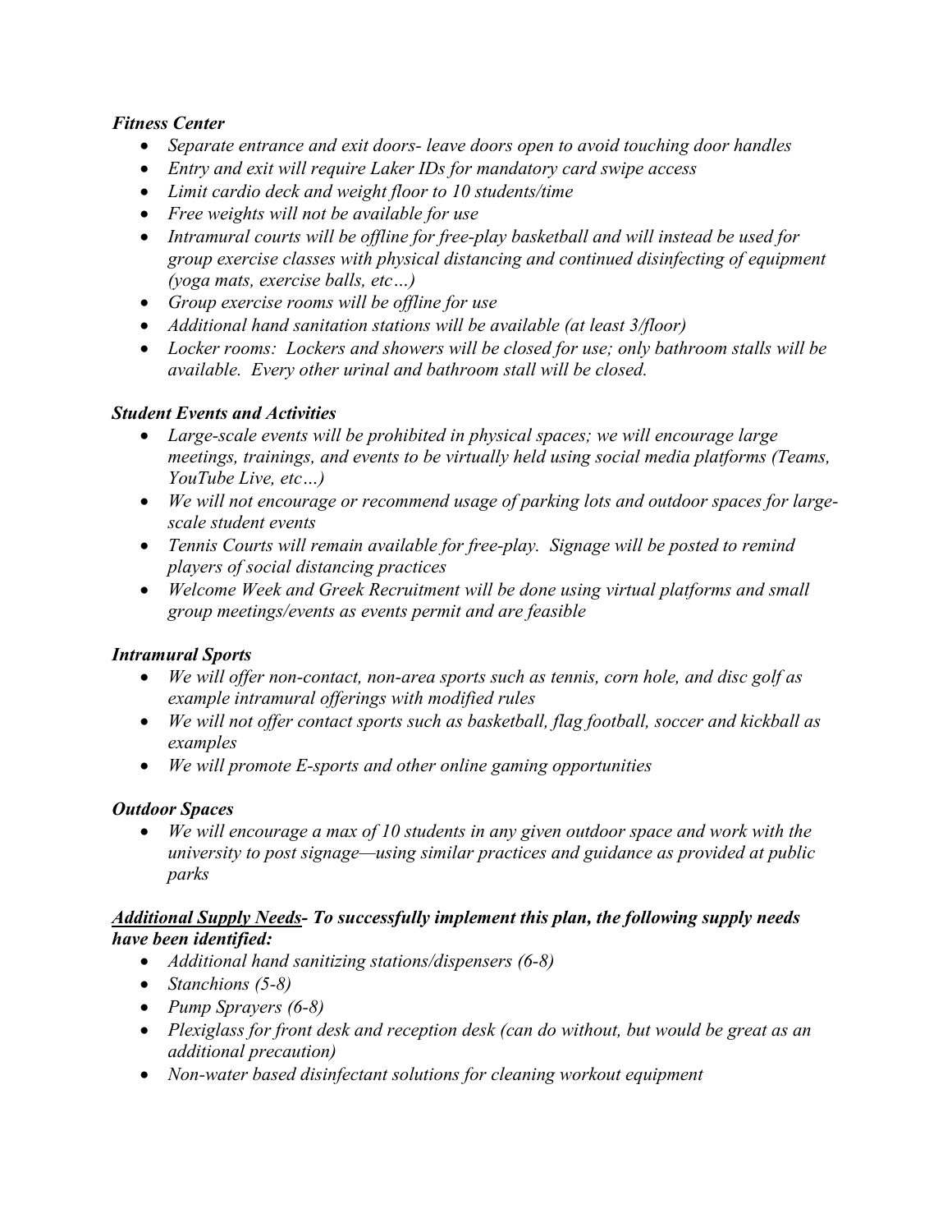***Fitness Center***

- *Separate entrance and exit doors- leave doors open to avoid touching door handles*
- *Entry and exit will require Laker IDs for mandatory card swipe access*
- *Limit cardio deck and weight floor to 10 students/time*
- *Free weights will not be available for use*
- *Intramural courts will be offline for free-play basketball and will instead be used for group exercise classes with physical distancing and continued disinfecting of equipment (yoga mats, exercise balls, etc…)*
- *Group exercise rooms will be offline for use*
- *Additional hand sanitation stations will be available (at least 3/floor)*
- *Locker rooms: Lockers and showers will be closed for use; only bathroom stalls will be available. Every other urinal and bathroom stall will be closed.*

***Student Events and Activities***

- *Large-scale events will be prohibited in physical spaces; we will encourage large meetings, trainings, and events to be virtually held using social media platforms (Teams, YouTube Live, etc…)*
- *We will not encourage or recommend usage of parking lots and outdoor spaces for large-scale student events*
- *Tennis Courts will remain available for free-play. Signage will be posted to remind players of social distancing practices*
- *Welcome Week and Greek Recruitment will be done using virtual platforms and small group meetings/events as events permit and are feasible*

***Intramural Sports***

- *We will offer non-contact, non-area sports such as tennis, corn hole, and disc golf as example intramural offerings with modified rules*
- *We will not offer contact sports such as basketball, flag football, soccer and kickball as examples*
- *We will promote E-sports and other online gaming opportunities*

***Outdoor Spaces***

- *We will encourage a max of 10 students in any given outdoor space and work with the university to post signage—using similar practices and guidance as provided at public parks*

***<u>Additional Supply Needs</u>- To successfully implement this plan, the following supply needs have been identified:***

- *Additional hand sanitizing stations/dispensers (6-8)*
- *Stanchions (5-8)*
- *Pump Sprayers (6-8)*
- *Plexiglass for front desk and reception desk (can do without, but would be great as an additional precaution)*
- *Non-water based disinfectant solutions for cleaning workout equipment*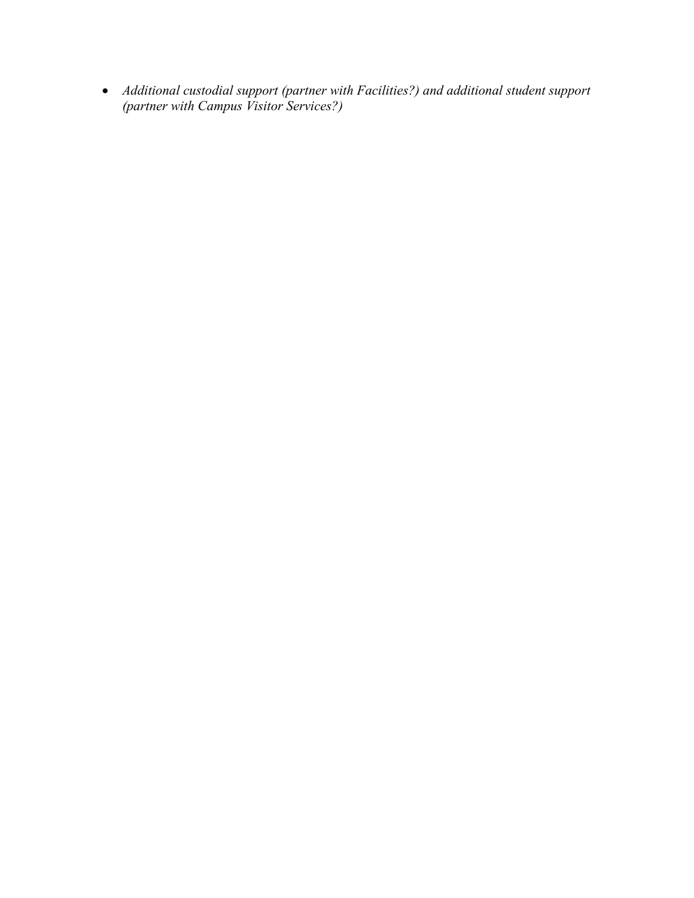- *Additional custodial support (partner with Facilities?) and additional student support (partner with Campus Visitor Services?)*